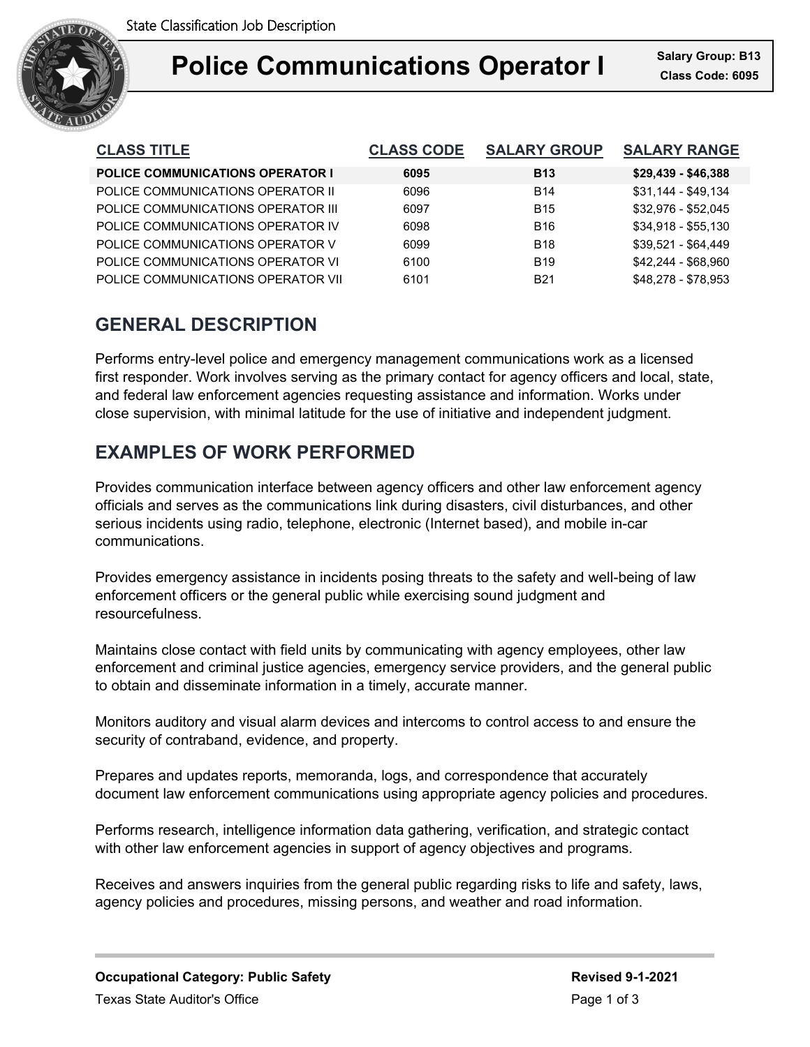State Classification Job Description

# Police Communications Operator I

**Salary Group: B13**
**Class Code: 6095**

| CLASS TITLE | CLASS CODE | SALARY GROUP | SALARY RANGE |
|---|---|---|---|
| **POLICE COMMUNICATIONS OPERATOR I** | **6095** | **B13** | **$29,439 - $46,388** |
| POLICE COMMUNICATIONS OPERATOR II | 6096 | B14 | $31,144 - $49,134 |
| POLICE COMMUNICATIONS OPERATOR III | 6097 | B15 | $32,976 - $52,045 |
| POLICE COMMUNICATIONS OPERATOR IV | 6098 | B16 | $34,918 - $55,130 |
| POLICE COMMUNICATIONS OPERATOR V | 6099 | B18 | $39,521 - $64,449 |
| POLICE COMMUNICATIONS OPERATOR VI | 6100 | B19 | $42,244 - $68,960 |
| POLICE COMMUNICATIONS OPERATOR VII | 6101 | B21 | $48,278 - $78,953 |

## GENERAL DESCRIPTION

Performs entry-level police and emergency management communications work as a licensed first responder. Work involves serving as the primary contact for agency officers and local, state, and federal law enforcement agencies requesting assistance and information. Works under close supervision, with minimal latitude for the use of initiative and independent judgment.

## EXAMPLES OF WORK PERFORMED

Provides communication interface between agency officers and other law enforcement agency officials and serves as the communications link during disasters, civil disturbances, and other serious incidents using radio, telephone, electronic (Internet based), and mobile in-car communications.

Provides emergency assistance in incidents posing threats to the safety and well-being of law enforcement officers or the general public while exercising sound judgment and resourcefulness.

Maintains close contact with field units by communicating with agency employees, other law enforcement and criminal justice agencies, emergency service providers, and the general public to obtain and disseminate information in a timely, accurate manner.

Monitors auditory and visual alarm devices and intercoms to control access to and ensure the security of contraband, evidence, and property.

Prepares and updates reports, memoranda, logs, and correspondence that accurately document law enforcement communications using appropriate agency policies and procedures.

Performs research, intelligence information data gathering, verification, and strategic contact with other law enforcement agencies in support of agency objectives and programs.

Receives and answers inquiries from the general public regarding risks to life and safety, laws, agency policies and procedures, missing persons, and weather and road information.

**Occupational Category: Public Safety** | **Revised 9-1-2021**

Texas State Auditor's Office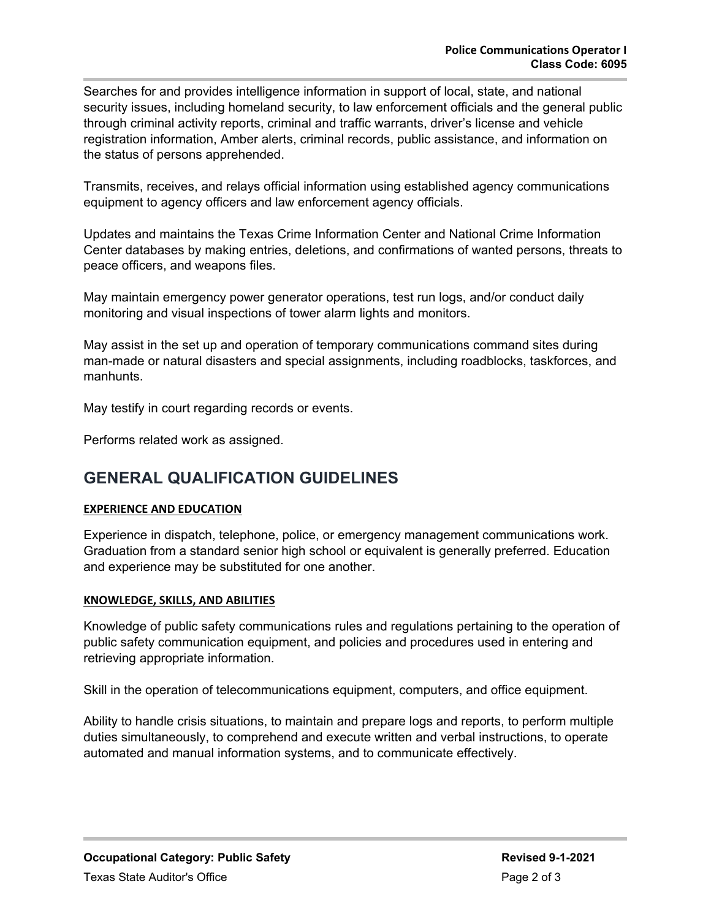Searches for and provides intelligence information in support of local, state, and national security issues, including homeland security, to law enforcement officials and the general public through criminal activity reports, criminal and traffic warrants, driver's license and vehicle registration information, Amber alerts, criminal records, public assistance, and information on the status of persons apprehended.

Transmits, receives, and relays official information using established agency communications equipment to agency officers and law enforcement agency officials.

Updates and maintains the Texas Crime Information Center and National Crime Information Center databases by making entries, deletions, and confirmations of wanted persons, threats to peace officers, and weapons files.

May maintain emergency power generator operations, test run logs, and/or conduct daily monitoring and visual inspections of tower alarm lights and monitors.

May assist in the set up and operation of temporary communications command sites during man-made or natural disasters and special assignments, including roadblocks, taskforces, and manhunts.

May testify in court regarding records or events.

Performs related work as assigned.

## GENERAL QUALIFICATION GUIDELINES

### EXPERIENCE AND EDUCATION

Experience in dispatch, telephone, police, or emergency management communications work. Graduation from a standard senior high school or equivalent is generally preferred. Education and experience may be substituted for one another.

### KNOWLEDGE, SKILLS, AND ABILITIES

Knowledge of public safety communications rules and regulations pertaining to the operation of public safety communication equipment, and policies and procedures used in entering and retrieving appropriate information.

Skill in the operation of telecommunications equipment, computers, and office equipment.

Ability to handle crisis situations, to maintain and prepare logs and reports, to perform multiple duties simultaneously, to comprehend and execute written and verbal instructions, to operate automated and manual information systems, and to communicate effectively.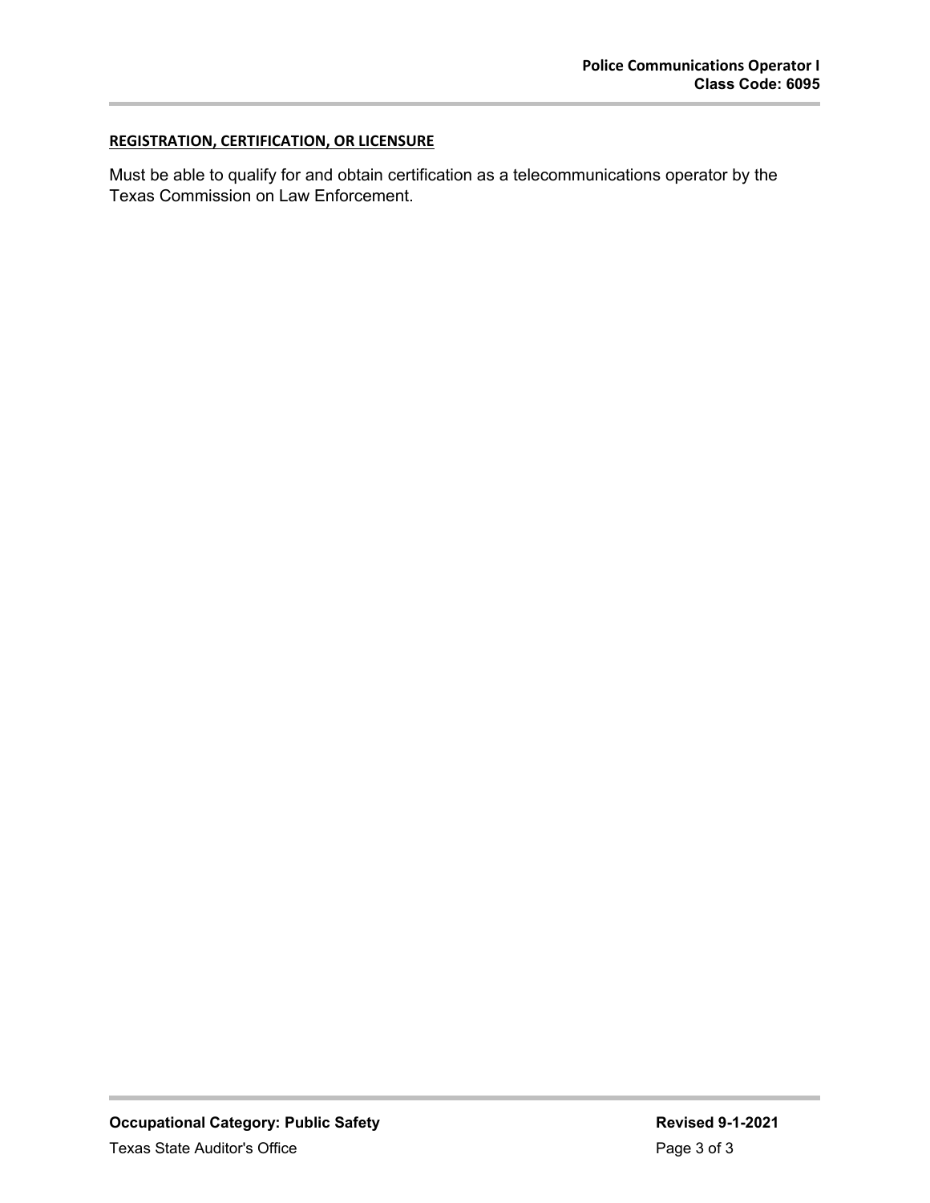## REGISTRATION, CERTIFICATION, OR LICENSURE

Must be able to qualify for and obtain certification as a telecommunications operator by the Texas Commission on Law Enforcement.